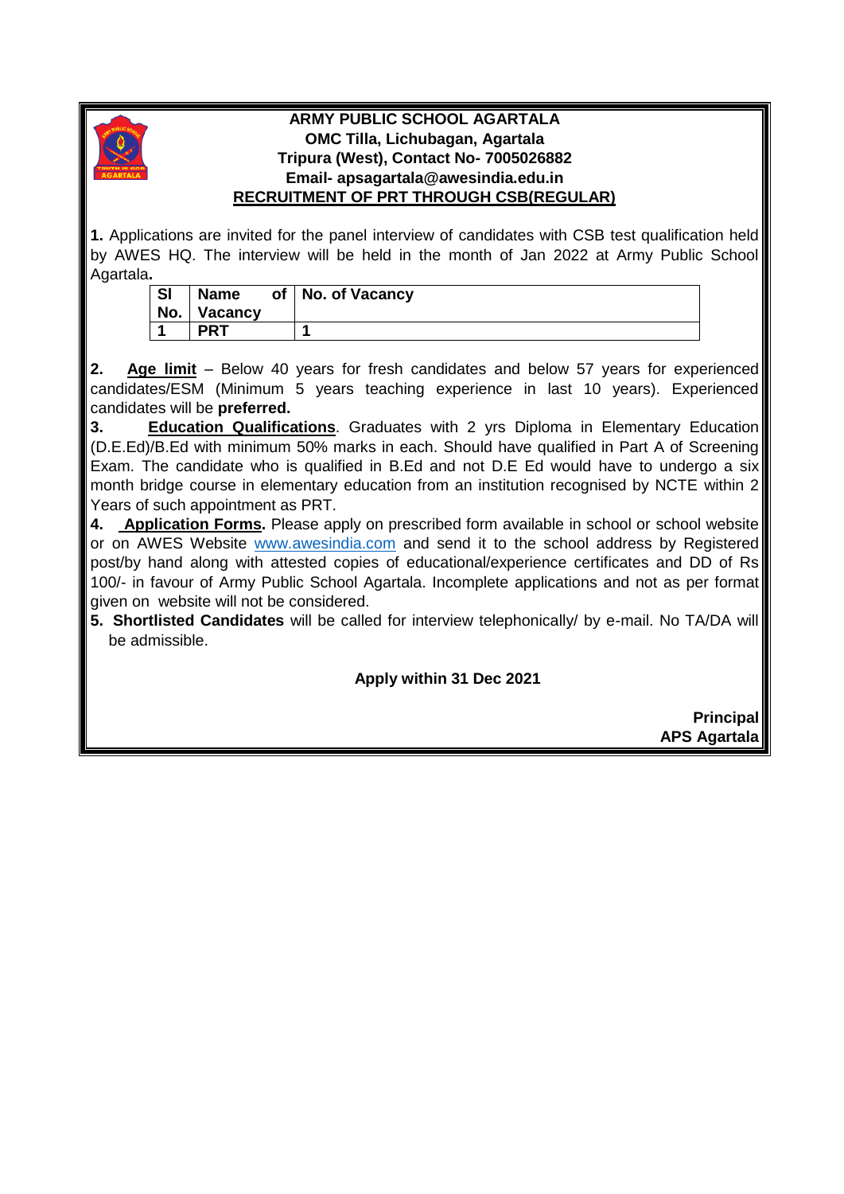**ARMY PUBLIC SCHOOL AGARTALA**
**OMC Tilla, Lichubagan, Agartala**
**Tripura (West), Contact No- 7005026882**
**Email- apsagartala@awesindia.edu.in**

## RECRUITMENT OF PRT THROUGH CSB(REGULAR)

**1.** Applications are invited for the panel interview of candidates with CSB test qualification held by AWES HQ. The interview will be held in the month of Jan 2022 at Army Public School Agartala**.**

| Sl No. | Name of Vacancy | No. of Vacancy |
|---|---|---|
| 1 | PRT | 1 |

**2.** **Age limit** – Below 40 years for fresh candidates and below 57 years for experienced candidates/ESM (Minimum 5 years teaching experience in last 10 years). Experienced candidates will be **preferred.**

**3.** **Education Qualifications**. Graduates with 2 yrs Diploma in Elementary Education (D.E.Ed)/B.Ed with minimum 50% marks in each. Should have qualified in Part A of Screening Exam. The candidate who is qualified in B.Ed and not D.E Ed would have to undergo a six month bridge course in elementary education from an institution recognised by NCTE within 2 Years of such appointment as PRT.

**4.** **Application Forms.** Please apply on prescribed form available in school or school website or on AWES Website www.awesindia.com and send it to the school address by Registered post/by hand along with attested copies of educational/experience certificates and DD of Rs 100/- in favour of Army Public School Agartala. Incomplete applications and not as per format given on website will not be considered.

**5.** **Shortlisted Candidates** will be called for interview telephonically/ by e-mail. No TA/DA will be admissible.

**Apply within 31 Dec 2021**

**Principal**
**APS Agartala**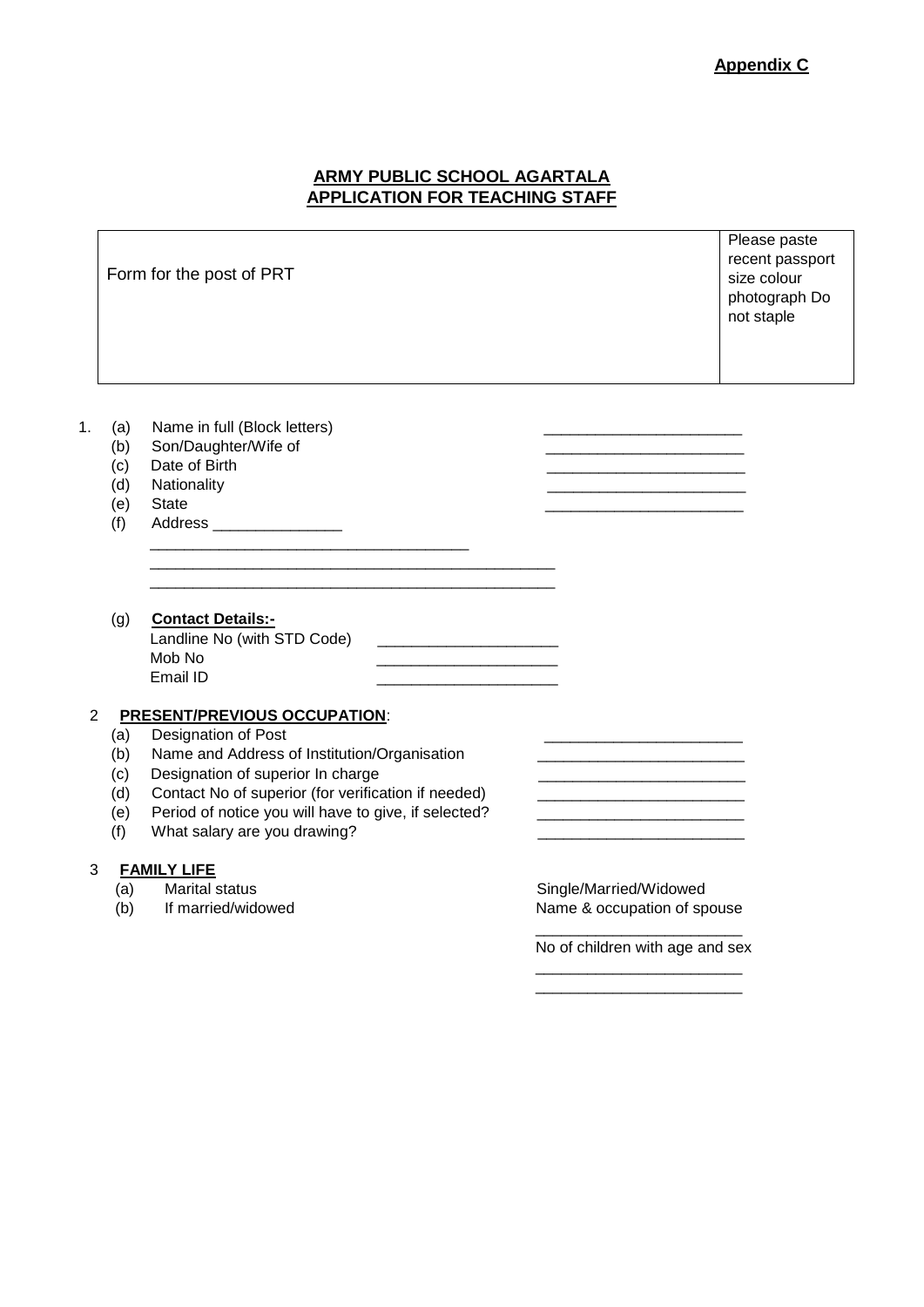**Appendix C**

**ARMY PUBLIC SCHOOL AGARTALA**
**APPLICATION FOR TEACHING STAFF**

| | |
|---|---|
| Form for the post of PRT | Please paste recent passport size colour photograph Do not staple |

1. (a) Name in full (Block letters) _______________________
   (b) Son/Daughter/Wife of _______________________
   (c) Date of Birth _______________________
   (d) Nationality _______________________
   (e) State _______________________
   (f) Address _______________
   _____________________________________
   ________________________________________________
   ________________________________________________

   (g) **Contact Details:-**
   Landline No (with STD Code) _____________________
   Mob No _____________________
   Email ID _____________________

2 **PRESENT/PREVIOUS OCCUPATION**:
   (a) Designation of Post _______________________
   (b) Name and Address of Institution/Organisation _______________________
   (c) Designation of superior In charge _______________________
   (d) Contact No of superior (for verification if needed) _______________________
   (e) Period of notice you will have to give, if selected? _______________________
   (f) What salary are you drawing? _______________________

3 **FAMILY LIFE**
   (a) Marital status — Single/Married/Widowed
   (b) If married/widowed — Name & occupation of spouse
   _______________________
   No of children with age and sex
   _______________________
   _______________________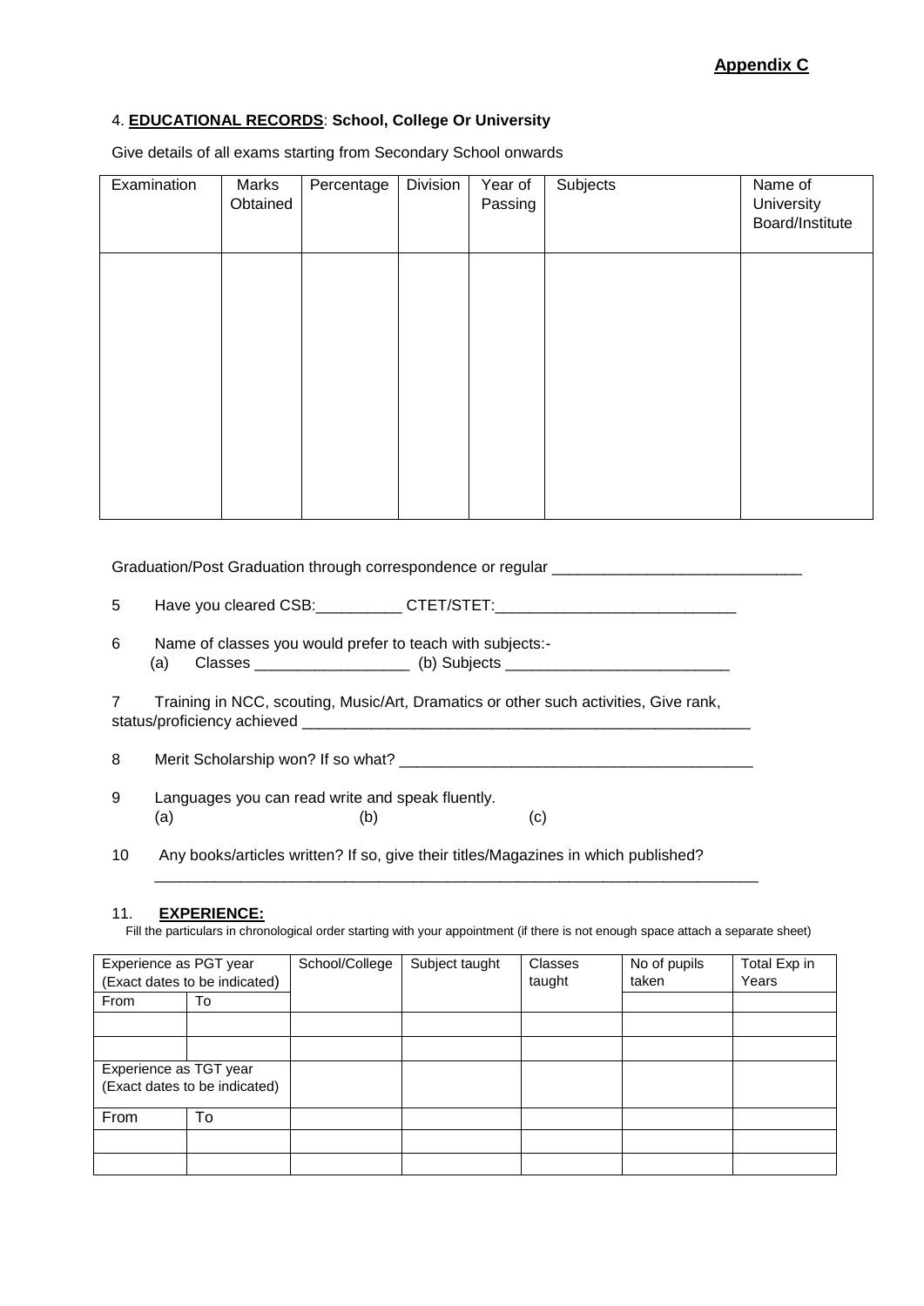**Appendix C**

4. **EDUCATIONAL RECORDS**: **School, College Or University**

Give details of all exams starting from Secondary School onwards

| Examination | Marks Obtained | Percentage | Division | Year of Passing | Subjects | Name of University Board/Institute |
|---|---|---|---|---|---|---|
| | | | | | | |

Graduation/Post Graduation through correspondence or regular _____________________________

5 Have you cleared CSB:__________ CTET/STET:____________________________

6 Name of classes you would prefer to teach with subjects:-
(a) Classes __________________ (b) Subjects __________________________

7 Training in NCC, scouting, Music/Art, Dramatics or other such activities, Give rank, status/proficiency achieved _____________________________________________________

8 Merit Scholarship won? If so what? _________________________________________

9 Languages you can read write and speak fluently.
(a) (b) (c)

10 Any books/articles written? If so, give their titles/Magazines in which published?
______________________________________________________________________

11. **EXPERIENCE:**

Fill the particulars in chronological order starting with your appointment (if there is not enough space attach a separate sheet)

| Experience as PGT year (Exact dates to be indicated) | | School/College | Subject taught | Classes taught | No of pupils taken | Total Exp in Years |
|---|---|---|---|---|---|---|
| From | To | | | | | |
| | | | | | | |
| | | | | | | |
| Experience as TGT year (Exact dates to be indicated) | | | | | | |
| From | To | | | | | |
| | | | | | | |
| | | | | | | |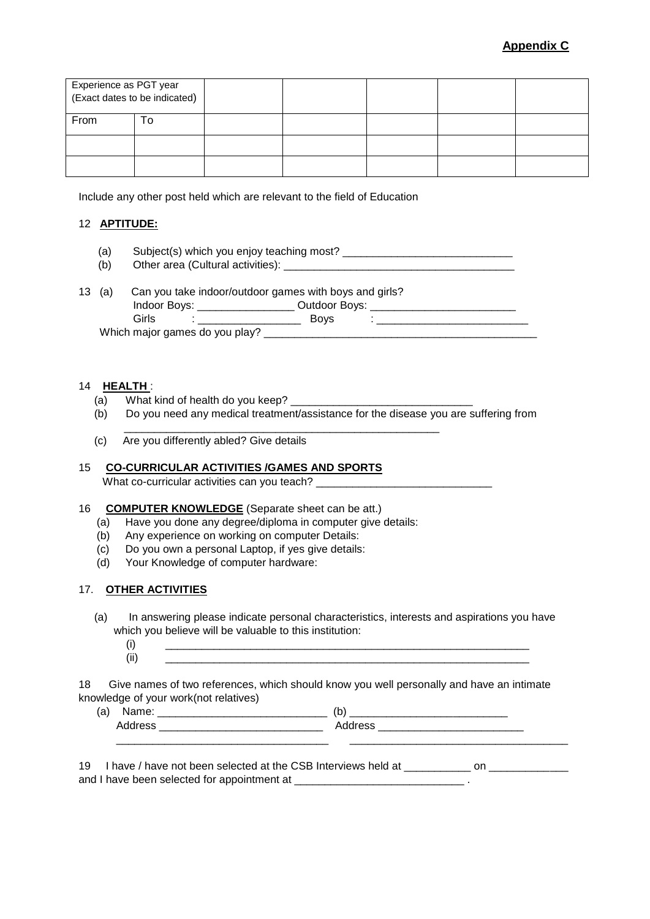**Appendix C**

| Experience as PGT year (Exact dates to be indicated) | | | | | | |
|---|---|---|---|---|---|---|
| From | To | | | | | |
| | | | | | | |
| | | | | | | |

Include any other post held which are relevant to the field of Education

12 **APTITUDE:**

(a) Subject(s) which you enjoy teaching most? ____________________________

(b) Other area (Cultural activities): ______________________________________

13 (a) Can you take indoor/outdoor games with boys and girls?

Indoor Boys: ________________ Outdoor Boys: ________________________

Girls : _________________ Boys : _________________________

Which major games do you play? ______________________________________________

14 **HEALTH** :

(a) What kind of health do you keep? ______________________________

(b) Do you need any medical treatment/assistance for the disease you are suffering from _____________________________________________________

(c) Are you differently abled? Give details

15 **CO-CURRICULAR ACTIVITIES /GAMES AND SPORTS**

What co-curricular activities can you teach? ____________________________

16 **COMPUTER KNOWLEDGE** (Separate sheet can be att.)

(a) Have you done any degree/diploma in computer give details:

(b) Any experience on working on computer Details:

(c) Do you own a personal Laptop, if yes give details:

(d) Your Knowledge of computer hardware:

17. **OTHER ACTIVITIES**

(a) In answering please indicate personal characteristics, interests and aspirations you have which you believe will be valuable to this institution:

(i) ______________________________________________________________

(ii) ______________________________________________________________

18 Give names of two references, which should know you well personally and have an intimate knowledge of your work(not relatives)

(a) Name: ____________________________ (b) __________________________

Address ___________________________ Address ________________________

___________________________________ ____________________________________

19 I have / have not been selected at the CSB Interviews held at ___________ on _____________ and I have been selected for appointment at ____________________________ .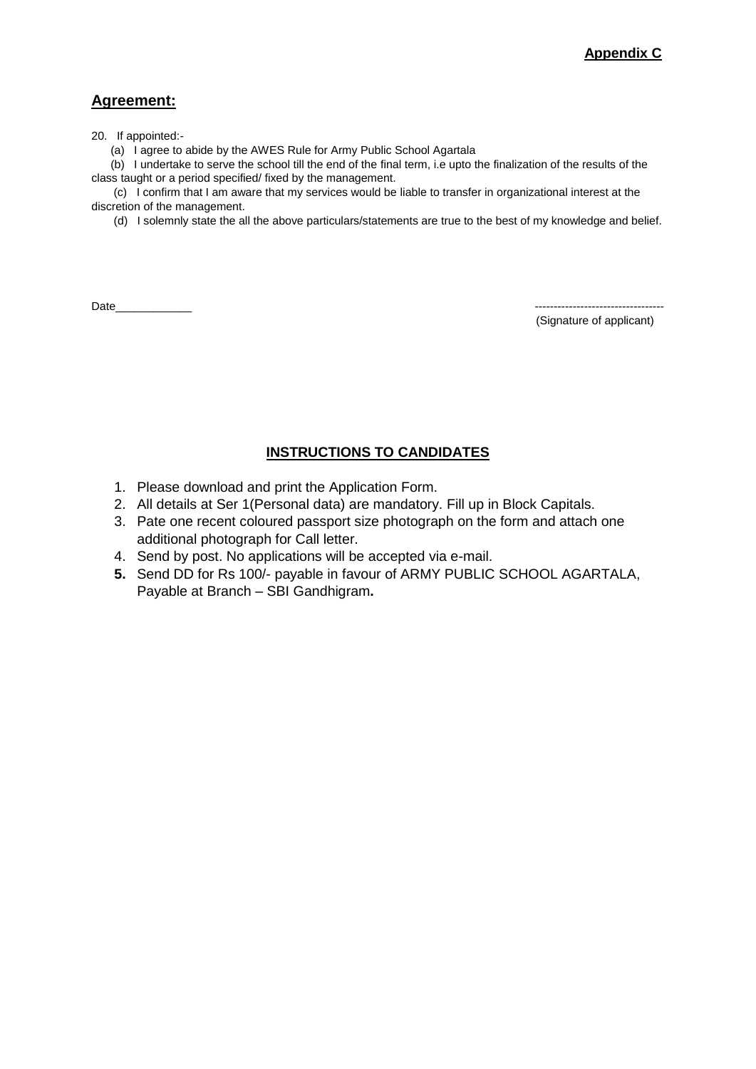**Appendix C**

## Agreement:

20. If appointed:-

(a) I agree to abide by the AWES Rule for Army Public School Agartala

(b) I undertake to serve the school till the end of the final term, i.e upto the finalization of the results of the class taught or a period specified/ fixed by the management.

(c) I confirm that I am aware that my services would be liable to transfer in organizational interest at the discretion of the management.

(d) I solemnly state the all the above particulars/statements are true to the best of my knowledge and belief.

Date____________

----------------------------------
(Signature of applicant)

## INSTRUCTIONS TO CANDIDATES

1. Please download and print the Application Form.
2. All details at Ser 1(Personal data) are mandatory. Fill up in Block Capitals.
3. Pate one recent coloured passport size photograph on the form and attach one additional photograph for Call letter.
4. Send by post. No applications will be accepted via e-mail.
5. Send DD for Rs 100/- payable in favour of ARMY PUBLIC SCHOOL AGARTALA, Payable at Branch – SBI Gandhigram.